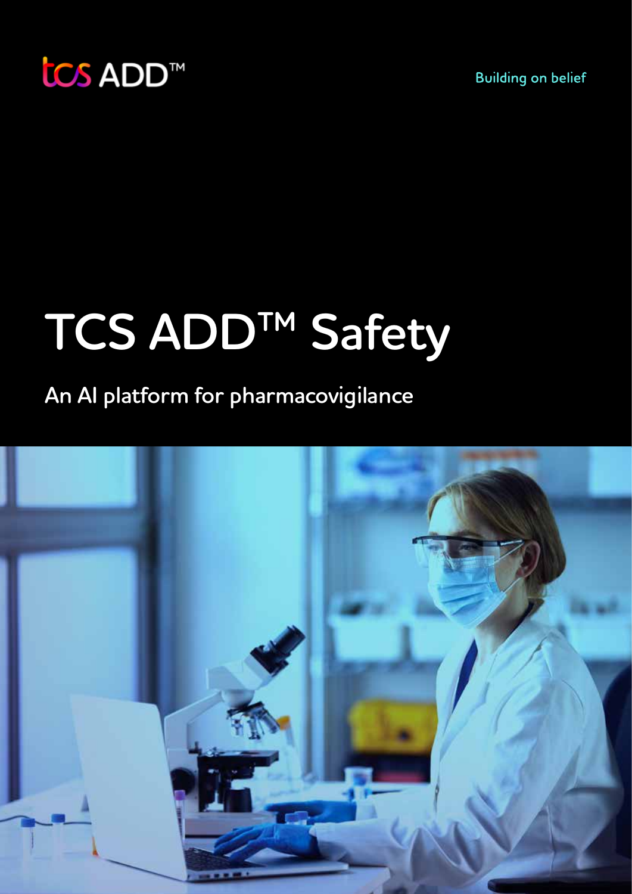tcs ADD™

Building on belief

# TCS ADD™ Safety

## An AI platform for pharmacovigilance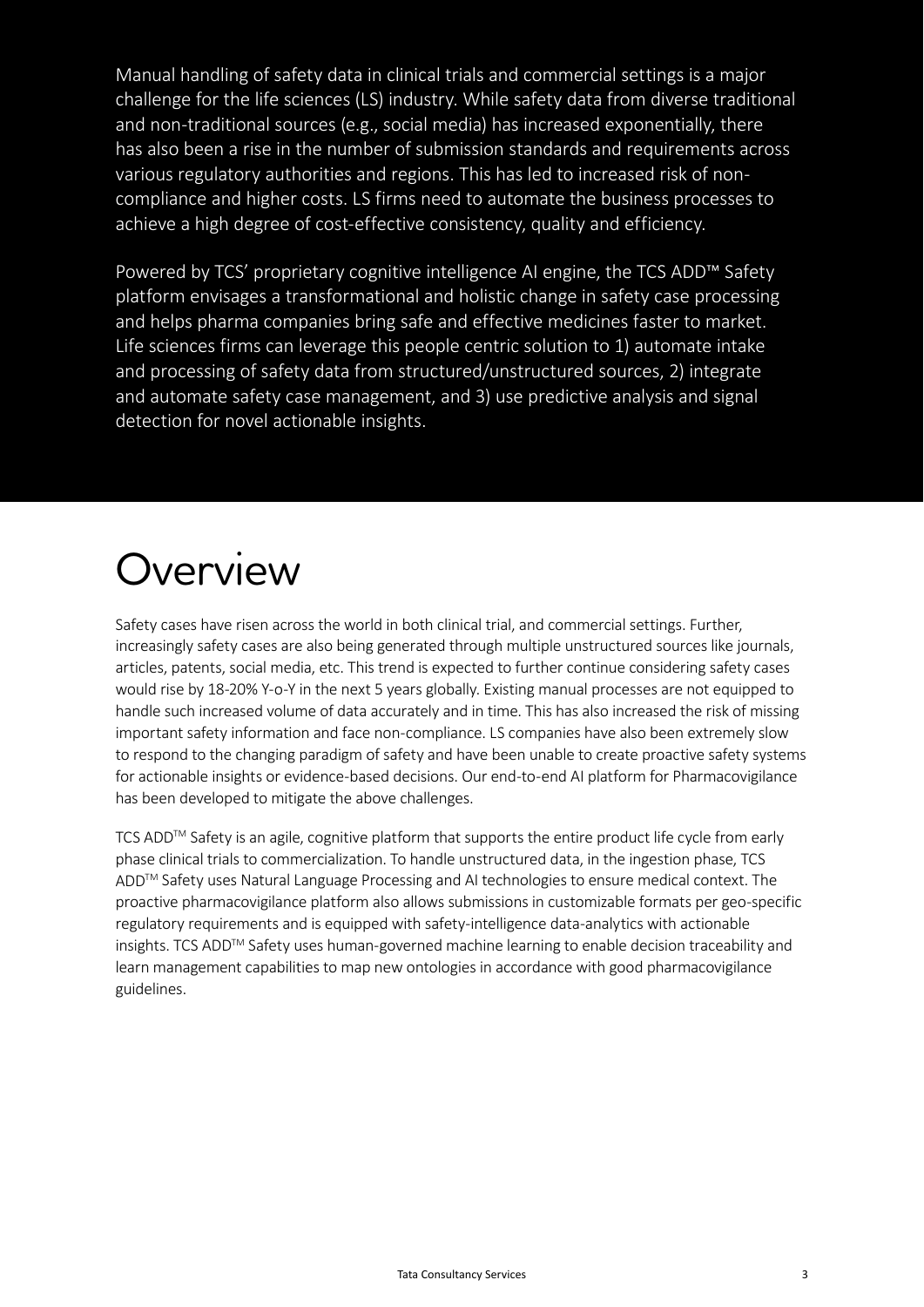Manual handling of safety data in clinical trials and commercial settings is a major challenge for the life sciences (LS) industry. While safety data from diverse traditional and non-traditional sources (e.g., social media) has increased exponentially, there has also been a rise in the number of submission standards and requirements across various regulatory authorities and regions. This has led to increased risk of non-compliance and higher costs. LS firms need to automate the business processes to achieve a high degree of cost-effective consistency, quality and efficiency.

Powered by TCS' proprietary cognitive intelligence AI engine, the TCS ADD™ Safety platform envisages a transformational and holistic change in safety case processing and helps pharma companies bring safe and effective medicines faster to market. Life sciences firms can leverage this people centric solution to 1) automate intake and processing of safety data from structured/unstructured sources, 2) integrate and automate safety case management, and 3) use predictive analysis and signal detection for novel actionable insights.

# Overview

Safety cases have risen across the world in both clinical trial, and commercial settings. Further, increasingly safety cases are also being generated through multiple unstructured sources like journals, articles, patents, social media, etc. This trend is expected to further continue considering safety cases would rise by 18-20% Y-o-Y in the next 5 years globally. Existing manual processes are not equipped to handle such increased volume of data accurately and in time. This has also increased the risk of missing important safety information and face non-compliance. LS companies have also been extremely slow to respond to the changing paradigm of safety and have been unable to create proactive safety systems for actionable insights or evidence-based decisions. Our end-to-end AI platform for Pharmacovigilance has been developed to mitigate the above challenges.

TCS ADD™ Safety is an agile, cognitive platform that supports the entire product life cycle from early phase clinical trials to commercialization. To handle unstructured data, in the ingestion phase, TCS ADD™ Safety uses Natural Language Processing and AI technologies to ensure medical context. The proactive pharmacovigilance platform also allows submissions in customizable formats per geo-specific regulatory requirements and is equipped with safety-intelligence data-analytics with actionable insights. TCS ADD™ Safety uses human-governed machine learning to enable decision traceability and learn management capabilities to map new ontologies in accordance with good pharmacovigilance guidelines.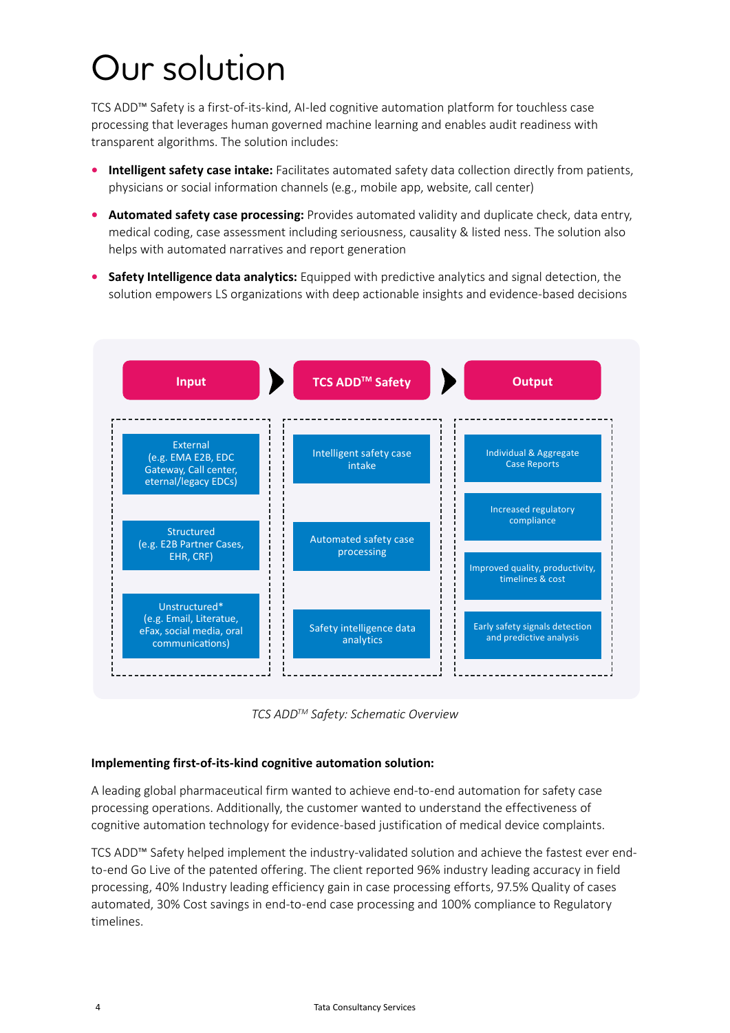# Our solution

TCS ADD™ Safety is a first-of-its-kind, AI-led cognitive automation platform for touchless case processing that leverages human governed machine learning and enables audit readiness with transparent algorithms. The solution includes:

- **Intelligent safety case intake:** Facilitates automated safety data collection directly from patients, physicians or social information channels (e.g., mobile app, website, call center)
- **Automated safety case processing:** Provides automated validity and duplicate check, data entry, medical coding, case assessment including seriousness, causality & listed ness. The solution also helps with automated narratives and report generation
- **Safety Intelligence data analytics:** Equipped with predictive analytics and signal detection, the solution empowers LS organizations with deep actionable insights and evidence-based decisions

| Input | TCS ADD™ Safety | Output |
|---|---|---|
| External (e.g. EMA E2B, EDC Gateway, Call center, eternal/legacy EDCs) | Intelligent safety case intake | Individual & Aggregate Case Reports |
| Structured (e.g. E2B Partner Cases, EHR, CRF) | Automated safety case processing | Increased regulatory compliance |
| Unstructured* (e.g. Email, Literature, eFax, social media, oral communications) | Safety intelligence data analytics | Improved quality, productivity, timelines & cost |
| | | Early safety signals detection and predictive analysis |

*TCS ADD™ Safety: Schematic Overview*

**Implementing first-of-its-kind cognitive automation solution:**

A leading global pharmaceutical firm wanted to achieve end-to-end automation for safety case processing operations. Additionally, the customer wanted to understand the effectiveness of cognitive automation technology for evidence-based justification of medical device complaints.

TCS ADD™ Safety helped implement the industry-validated solution and achieve the fastest ever end-to-end Go Live of the patented offering. The client reported 96% industry leading accuracy in field processing, 40% Industry leading efficiency gain in case processing efforts, 97.5% Quality of cases automated, 30% Cost savings in end-to-end case processing and 100% compliance to Regulatory timelines.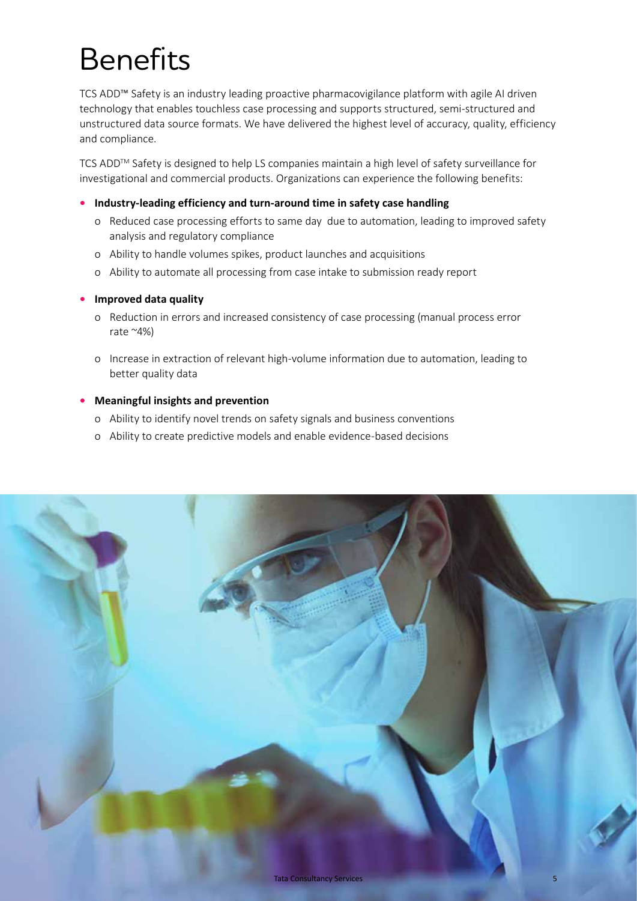# Benefits

TCS ADD™ Safety is an industry leading proactive pharmacovigilance platform with agile AI driven technology that enables touchless case processing and supports structured, semi-structured and unstructured data source formats. We have delivered the highest level of accuracy, quality, efficiency and compliance.

TCS ADD™ Safety is designed to help LS companies maintain a high level of safety surveillance for investigational and commercial products. Organizations can experience the following benefits:

- **Industry-leading efficiency and turn-around time in safety case handling**
  - Reduced case processing efforts to same day due to automation, leading to improved safety analysis and regulatory compliance
  - Ability to handle volumes spikes, product launches and acquisitions
  - Ability to automate all processing from case intake to submission ready report
- **Improved data quality**
  - Reduction in errors and increased consistency of case processing (manual process error rate ~4%)
  - Increase in extraction of relevant high-volume information due to automation, leading to better quality data
- **Meaningful insights and prevention**
  - Ability to identify novel trends on safety signals and business conventions
  - Ability to create predictive models and enable evidence-based decisions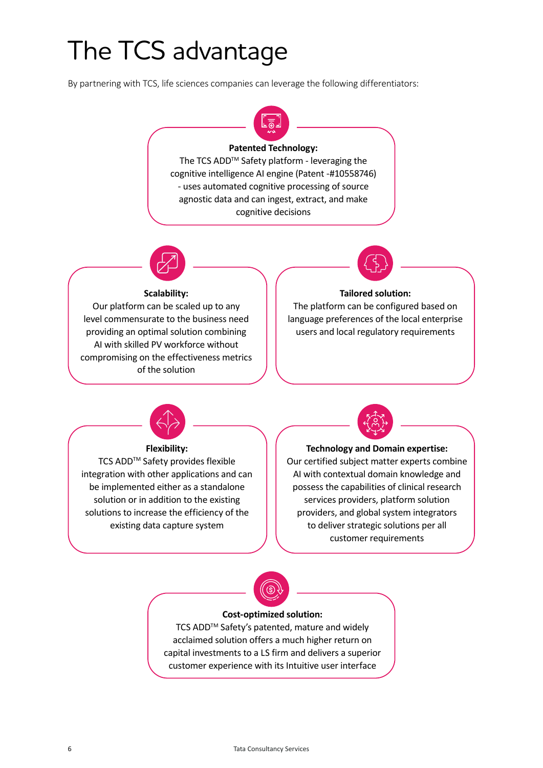# The TCS advantage

By partnering with TCS, life sciences companies can leverage the following differentiators:

**Patented Technology:**
The TCS ADD™ Safety platform - leveraging the cognitive intelligence AI engine (Patent -#10558746) - uses automated cognitive processing of source agnostic data and can ingest, extract, and make cognitive decisions

**Scalability:**
Our platform can be scaled up to any level commensurate to the business need providing an optimal solution combining AI with skilled PV workforce without compromising on the effectiveness metrics of the solution

**Tailored solution:**
The platform can be configured based on language preferences of the local enterprise users and local regulatory requirements

**Flexibility:**
TCS ADD™ Safety provides flexible integration with other applications and can be implemented either as a standalone solution or in addition to the existing solutions to increase the efficiency of the existing data capture system

**Technology and Domain expertise:**
Our certified subject matter experts combine AI with contextual domain knowledge and possess the capabilities of clinical research services providers, platform solution providers, and global system integrators to deliver strategic solutions per all customer requirements

**Cost-optimized solution:**
TCS ADD™ Safety's patented, mature and widely acclaimed solution offers a much higher return on capital investments to a LS firm and delivers a superior customer experience with its Intuitive user interface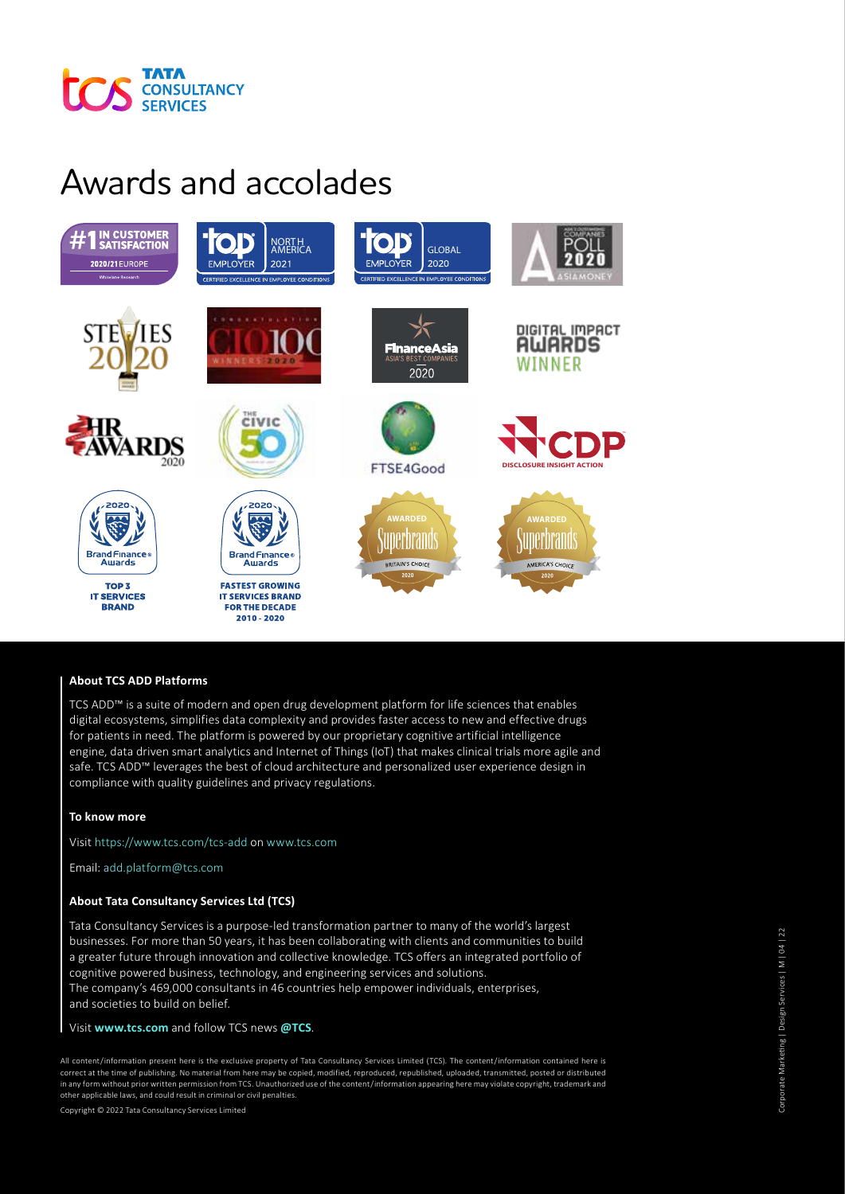# Awards and accolades

#1 IN CUSTOMER SATISFACTION 2020/21 EUROPE

TOP EMPLOYER NORTH AMERICA 2021

TOP EMPLOYER GLOBAL 2020

TOP 3 IT SERVICES BRAND

FASTEST GROWING IT SERVICES BRAND FOR THE DECADE 2010 - 2020

**About TCS ADD Platforms**

TCS ADD™ is a suite of modern and open drug development platform for life sciences that enables digital ecosystems, simplifies data complexity and provides faster access to new and effective drugs for patients in need. The platform is powered by our proprietary cognitive artificial intelligence engine, data driven smart analytics and Internet of Things (IoT) that makes clinical trials more agile and safe. TCS ADD™ leverages the best of cloud architecture and personalized user experience design in compliance with quality guidelines and privacy regulations.

**To know more**

Visit https://www.tcs.com/tcs-add on www.tcs.com

Email: add.platform@tcs.com

**About Tata Consultancy Services Ltd (TCS)**

Tata Consultancy Services is a purpose-led transformation partner to many of the world's largest businesses. For more than 50 years, it has been collaborating with clients and communities to build a greater future through innovation and collective knowledge. TCS offers an integrated portfolio of cognitive powered business, technology, and engineering services and solutions.
The company's 469,000 consultants in 46 countries help empower individuals, enterprises, and societies to build on belief.

Visit **www.tcs.com** and follow TCS news **@TCS**.

All content/information present here is the exclusive property of Tata Consultancy Services Limited (TCS). The content/information contained here is correct at the time of publishing. No material from here may be copied, modified, reproduced, republished, uploaded, transmitted, posted or distributed in any form without prior written permission from TCS. Unauthorized use of the content/information appearing here may violate copyright, trademark and other applicable laws, and could result in criminal or civil penalties.

Copyright © 2022 Tata Consultancy Services Limited

Corporate Marketing | Design Services | M | 04 | 22